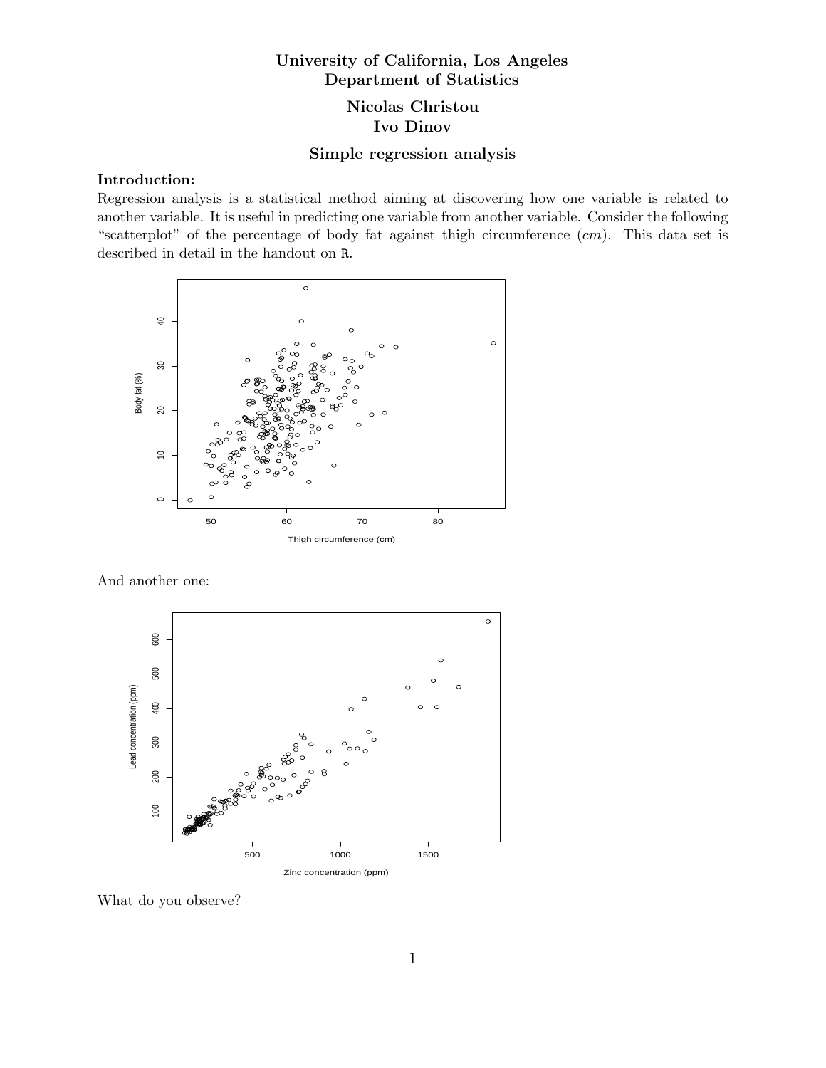**University of California, Los Angeles**
**Department of Statistics**

**Nicolas Christou**
**Ivo Dinov**

## Simple regression analysis

**Introduction:**
Regression analysis is a statistical method aiming at discovering how one variable is related to another variable. It is useful in predicting one variable from another variable. Consider the following "scatterplot" of the percentage of body fat against thigh circumference ($cm$). This data set is described in detail in the handout on R.

And another one:

What do you observe?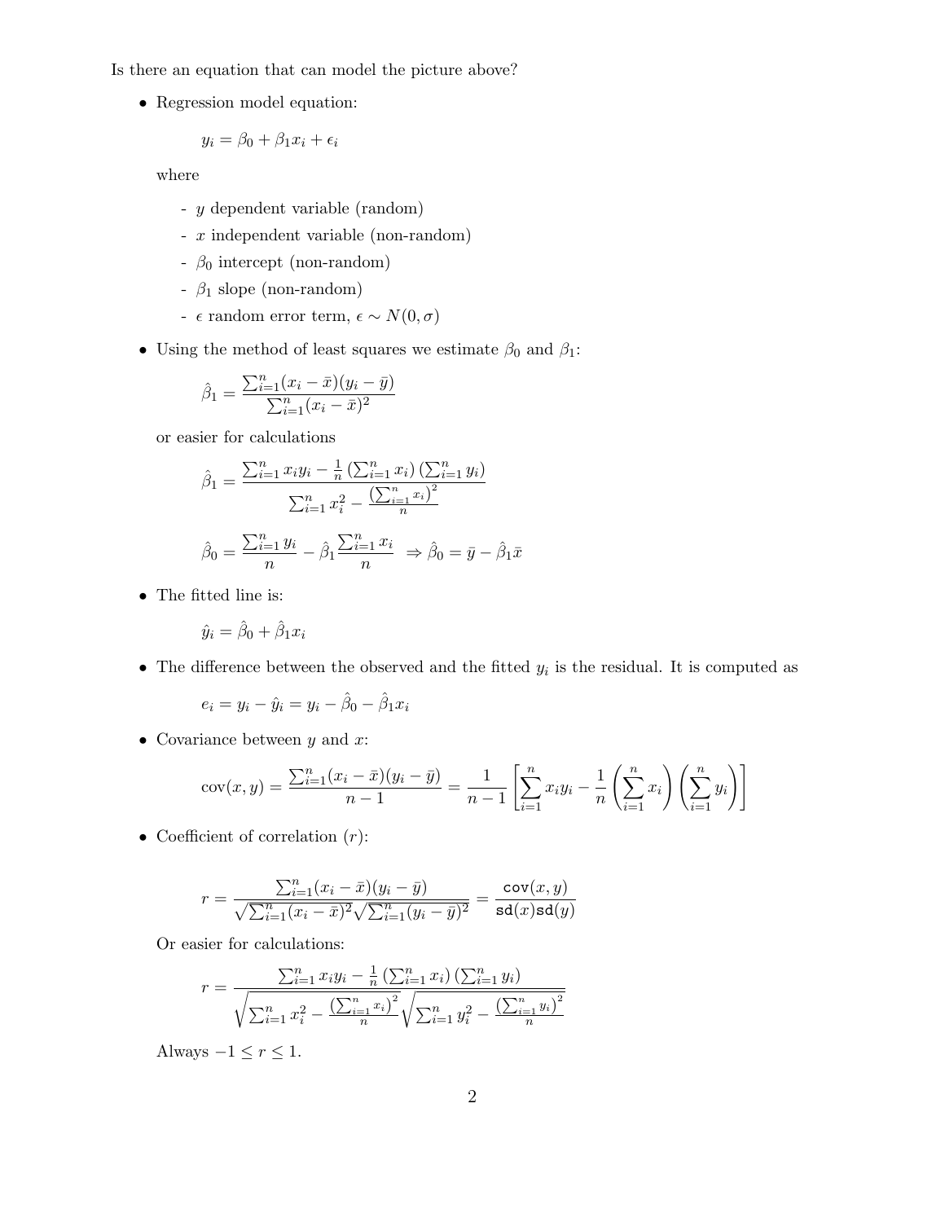Is there an equation that can model the picture above?

- Regression model equation:

$$y_i = \beta_0 + \beta_1 x_i + \epsilon_i$$

  where

  - $y$ dependent variable (random)
  - $x$ independent variable (non-random)
  - $\beta_0$ intercept (non-random)
  - $\beta_1$ slope (non-random)
  - $\epsilon$ random error term, $\epsilon \sim N(0, \sigma)$

- Using the method of least squares we estimate $\beta_0$ and $\beta_1$:

$$\hat{\beta}_1 = \frac{\sum_{i=1}^{n}(x_i - \bar{x})(y_i - \bar{y})}{\sum_{i=1}^{n}(x_i - \bar{x})^2}$$

  or easier for calculations

$$\hat{\beta}_1 = \frac{\sum_{i=1}^{n} x_i y_i - \frac{1}{n}\left(\sum_{i=1}^{n} x_i\right)\left(\sum_{i=1}^{n} y_i\right)}{\sum_{i=1}^{n} x_i^2 - \frac{\left(\sum_{i=1}^{n} x_i\right)^2}{n}}$$

$$\hat{\beta}_0 = \frac{\sum_{i=1}^{n} y_i}{n} - \hat{\beta}_1 \frac{\sum_{i=1}^{n} x_i}{n} \;\Rightarrow \hat{\beta}_0 = \bar{y} - \hat{\beta}_1 \bar{x}$$

- The fitted line is:

$$\hat{y}_i = \hat{\beta}_0 + \hat{\beta}_1 x_i$$

- The difference between the observed and the fitted $y_i$ is the residual. It is computed as

$$e_i = y_i - \hat{y}_i = y_i - \hat{\beta}_0 - \hat{\beta}_1 x_i$$

- Covariance between $y$ and $x$:

$$\text{cov}(x, y) = \frac{\sum_{i=1}^{n}(x_i - \bar{x})(y_i - \bar{y})}{n-1} = \frac{1}{n-1}\left[\sum_{i=1}^{n} x_i y_i - \frac{1}{n}\left(\sum_{i=1}^{n} x_i\right)\left(\sum_{i=1}^{n} y_i\right)\right]$$

- Coefficient of correlation ($r$):

$$r = \frac{\sum_{i=1}^{n}(x_i - \bar{x})(y_i - \bar{y})}{\sqrt{\sum_{i=1}^{n}(x_i - \bar{x})^2}\sqrt{\sum_{i=1}^{n}(y_i - \bar{y})^2}} = \frac{\texttt{cov}(x, y)}{\texttt{sd}(x)\texttt{sd}(y)}$$

  Or easier for calculations:

$$r = \frac{\sum_{i=1}^{n} x_i y_i - \frac{1}{n}\left(\sum_{i=1}^{n} x_i\right)\left(\sum_{i=1}^{n} y_i\right)}{\sqrt{\sum_{i=1}^{n} x_i^2 - \frac{\left(\sum_{i=1}^{n} x_i\right)^2}{n}}\sqrt{\sum_{i=1}^{n} y_i^2 - \frac{\left(\sum_{i=1}^{n} y_i\right)^2}{n}}}$$

  Always $-1 \leq r \leq 1$.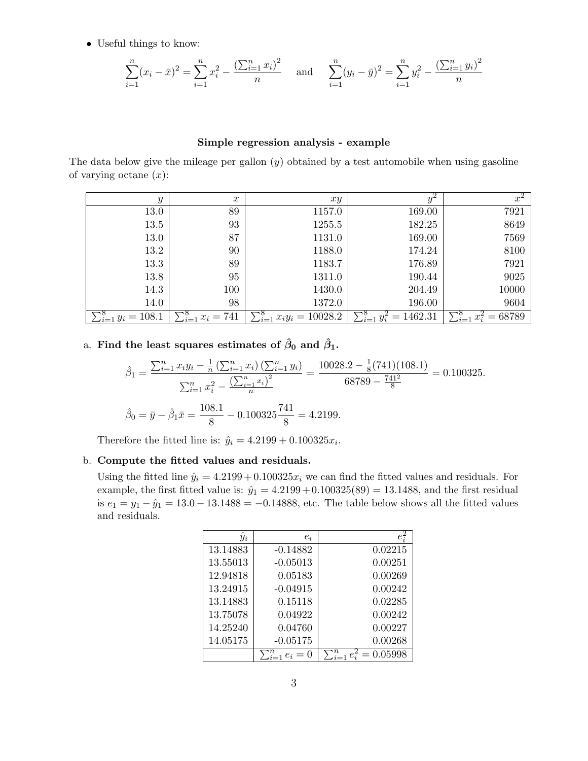- Useful things to know:

$$\sum_{i=1}^{n}(x_i - \bar{x})^2 = \sum_{i=1}^{n} x_i^2 - \frac{\left(\sum_{i=1}^{n} x_i\right)^2}{n} \quad \text{and} \quad \sum_{i=1}^{n}(y_i - \bar{y})^2 = \sum_{i=1}^{n} y_i^2 - \frac{\left(\sum_{i=1}^{n} y_i\right)^2}{n}$$

### Simple regression analysis - example

The data below give the mileage per gallon ($y$) obtained by a test automobile when using gasoline of varying octane ($x$):

| $y$ | $x$ | $xy$ | $y^2$ | $x^2$ |
|---|---|---|---|---|
| 13.0 | 89 | 1157.0 | 169.00 | 7921 |
| 13.5 | 93 | 1255.5 | 182.25 | 8649 |
| 13.0 | 87 | 1131.0 | 169.00 | 7569 |
| 13.2 | 90 | 1188.0 | 174.24 | 8100 |
| 13.3 | 89 | 1183.7 | 176.89 | 7921 |
| 13.8 | 95 | 1311.0 | 190.44 | 9025 |
| 14.3 | 100 | 1430.0 | 204.49 | 10000 |
| 14.0 | 98 | 1372.0 | 196.00 | 9604 |
| $\sum_{i=1}^{8} y_i = 108.1$ | $\sum_{i=1}^{8} x_i = 741$ | $\sum_{i=1}^{8} x_i y_i = 10028.2$ | $\sum_{i=1}^{8} y_i^2 = 1462.31$ | $\sum_{i=1}^{8} x_i^2 = 68789$ |

a. **Find the least squares estimates of $\hat{\beta}_0$ and $\hat{\beta}_1$.**

$$\hat{\beta}_1 = \frac{\sum_{i=1}^{n} x_i y_i - \frac{1}{n}\left(\sum_{i=1}^{n} x_i\right)\left(\sum_{i=1}^{n} y_i\right)}{\sum_{i=1}^{n} x_i^2 - \frac{\left(\sum_{i=1}^{n} x_i\right)^2}{n}} = \frac{10028.2 - \frac{1}{8}(741)(108.1)}{68789 - \frac{741^2}{8}} = 0.100325.$$

$$\hat{\beta}_0 = \bar{y} - \hat{\beta}_1 \bar{x} = \frac{108.1}{8} - 0.100325\frac{741}{8} = 4.2199.$$

Therefore the fitted line is: $\hat{y}_i = 4.2199 + 0.100325x_i$.

b. **Compute the fitted values and residuals.**

Using the fitted line $\hat{y}_i = 4.2199 + 0.100325x_i$ we can find the fitted values and residuals. For example, the first fitted value is: $\hat{y}_1 = 4.2199 + 0.100325(89) = 13.1488$, and the first residual is $e_1 = y_1 - \hat{y}_1 = 13.0 - 13.1488 = -0.14888$, etc. The table below shows all the fitted values and residuals.

| $\hat{y}_i$ | $e_i$ | $e_i^2$ |
|---|---|---|
| 13.14883 | -0.14882 | 0.02215 |
| 13.55013 | -0.05013 | 0.00251 |
| 12.94818 | 0.05183 | 0.00269 |
| 13.24915 | -0.04915 | 0.00242 |
| 13.14883 | 0.15118 | 0.02285 |
| 13.75078 | 0.04922 | 0.00242 |
| 14.25240 | 0.04760 | 0.00227 |
| 14.05175 | -0.05175 | 0.00268 |
| | $\sum_{i=1}^{n} e_i = 0$ | $\sum_{i=1}^{n} e_i^2 = 0.05998$ |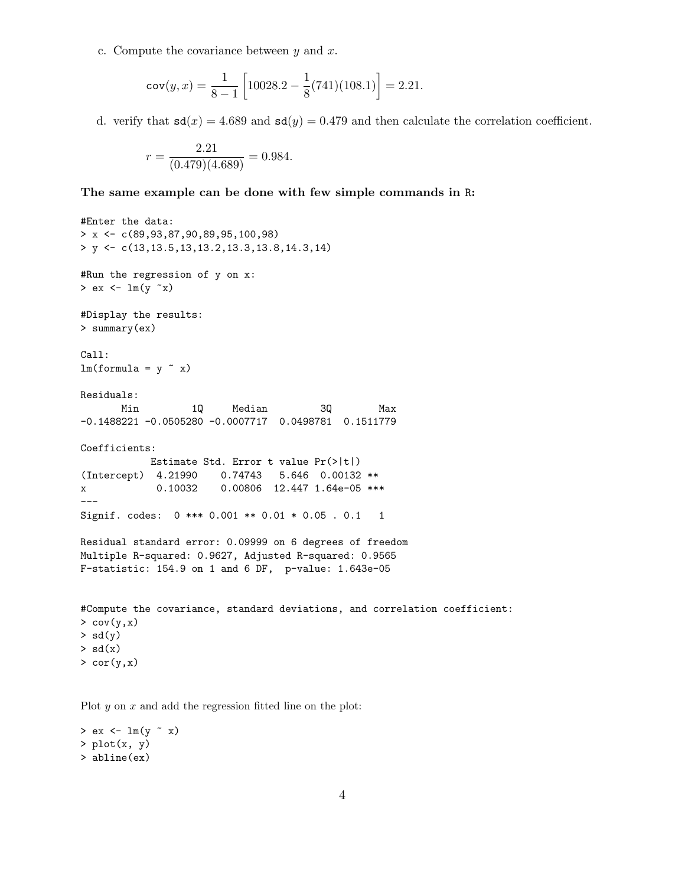c. Compute the covariance between $y$ and $x$.

$$\texttt{cov}(y, x) = \frac{1}{8-1}\left[10028.2 - \frac{1}{8}(741)(108.1)\right] = 2.21.$$

d. verify that $\texttt{sd}(x) = 4.689$ and $\texttt{sd}(y) = 0.479$ and then calculate the correlation coefficient.

$$r = \frac{2.21}{(0.479)(4.689)} = 0.984.$$

**The same example can be done with few simple commands in R:**

```
#Enter the data:
> x <- c(89,93,87,90,89,95,100,98)
> y <- c(13,13.5,13,13.2,13.3,13.8,14.3,14)

#Run the regression of y on x:
> ex <- lm(y ~x)

#Display the results:
> summary(ex)

Call:
lm(formula = y ~ x)

Residuals:
       Min         1Q     Median         3Q        Max
-0.1488221 -0.0505280 -0.0007717  0.0498781  0.1511779

Coefficients:
            Estimate Std. Error t value Pr(>|t|)
(Intercept)  4.21990    0.74743   5.646  0.00132 **
x            0.10032    0.00806  12.447 1.64e-05 ***
---
Signif. codes:  0 *** 0.001 ** 0.01 * 0.05 . 0.1   1

Residual standard error: 0.09999 on 6 degrees of freedom
Multiple R-squared: 0.9627, Adjusted R-squared: 0.9565
F-statistic: 154.9 on 1 and 6 DF,  p-value: 1.643e-05


#Compute the covariance, standard deviations, and correlation coefficient:
> cov(y,x)
> sd(y)
> sd(x)
> cor(y,x)
```

Plot $y$ on $x$ and add the regression fitted line on the plot:

```
> ex <- lm(y ~ x)
> plot(x, y)
> abline(ex)
```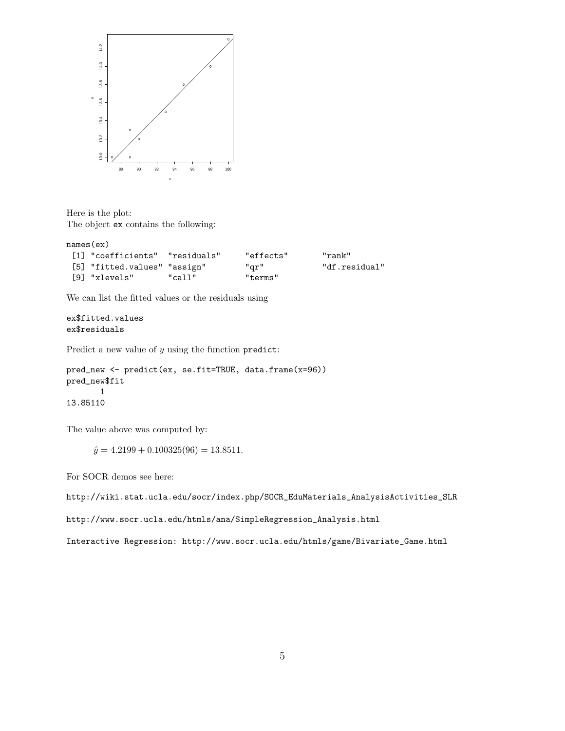Here is the plot:
The object `ex` contains the following:

```
names(ex)
 [1] "coefficients"  "residuals"     "effects"       "rank"
 [5] "fitted.values" "assign"        "qr"            "df.residual"
 [9] "xlevels"       "call"          "terms"
```

We can list the fitted values or the residuals using

```
ex$fitted.values
ex$residuals
```

Predict a new value of $y$ using the function `predict`:

```
pred_new <- predict(ex, se.fit=TRUE, data.frame(x=96))
pred_new$fit
       1
13.85110
```

The value above was computed by:

$$\hat{y} = 4.2199 + 0.100325(96) = 13.8511.$$

For SOCR demos see here:

http://wiki.stat.ucla.edu/socr/index.php/SOCR_EduMaterials_AnalysisActivities_SLR

http://www.socr.ucla.edu/htmls/ana/SimpleRegression_Analysis.html

Interactive Regression: http://www.socr.ucla.edu/htmls/game/Bivariate_Game.html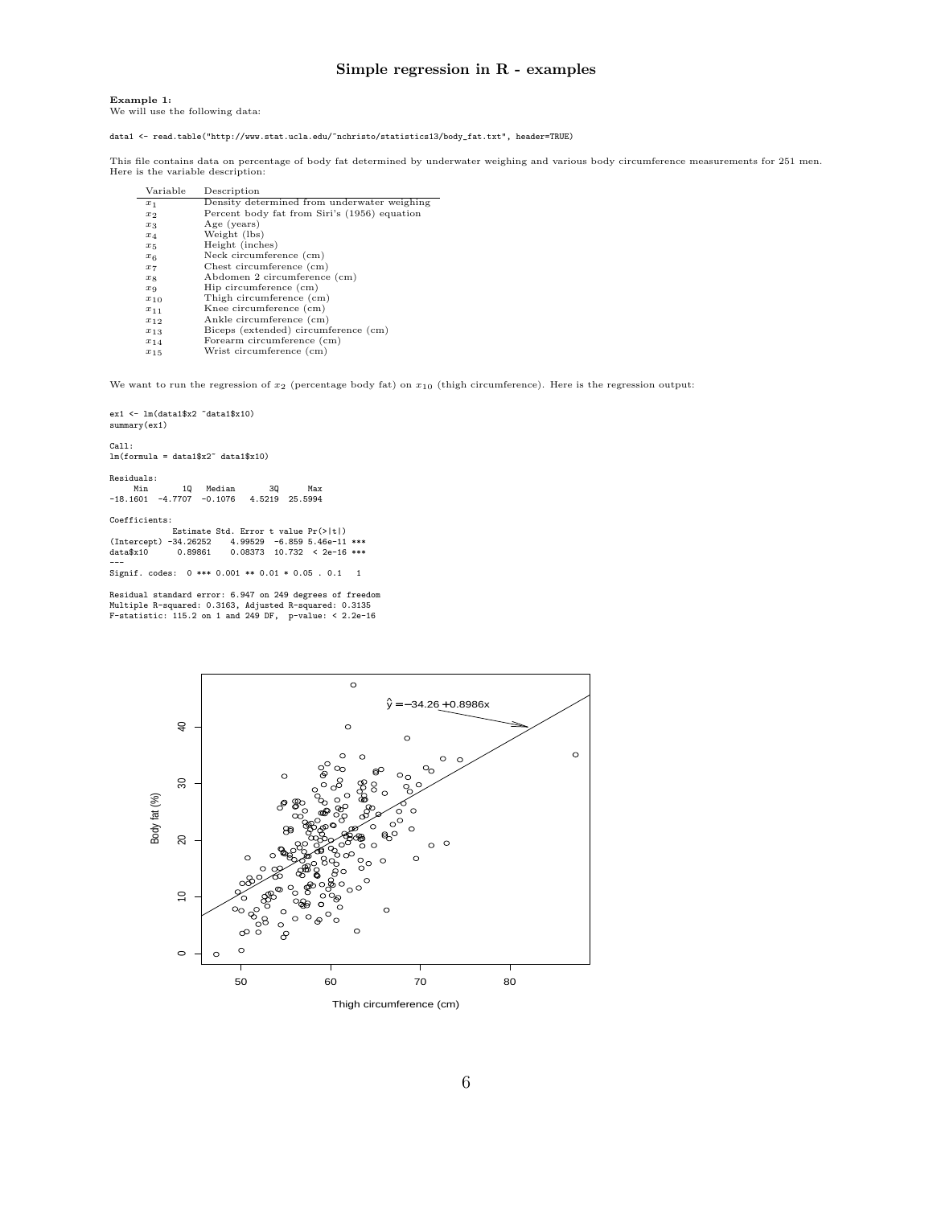## Simple regression in R - examples

**Example 1:**
We will use the following data:

```
data1 <- read.table("http://www.stat.ucla.edu/~nchristo/statistics13/body_fat.txt", header=TRUE)
```

This file contains data on percentage of body fat determined by underwater weighing and various body circumference measurements for 251 men. Here is the variable description:

| Variable | Description |
|---|---|
| $x_1$ | Density determined from underwater weighing |
| $x_2$ | Percent body fat from Siri's (1956) equation |
| $x_3$ | Age (years) |
| $x_4$ | Weight (lbs) |
| $x_5$ | Height (inches) |
| $x_6$ | Neck circumference (cm) |
| $x_7$ | Chest circumference (cm) |
| $x_8$ | Abdomen 2 circumference (cm) |
| $x_9$ | Hip circumference (cm) |
| $x_{10}$ | Thigh circumference (cm) |
| $x_{11}$ | Knee circumference (cm) |
| $x_{12}$ | Ankle circumference (cm) |
| $x_{13}$ | Biceps (extended) circumference (cm) |
| $x_{14}$ | Forearm circumference (cm) |
| $x_{15}$ | Wrist circumference (cm) |

We want to run the regression of $x_2$ (percentage body fat) on $x_{10}$ (thigh circumference). Here is the regression output:

```
ex1 <- lm(data1$x2 ~data1$x10)
summary(ex1)

Call:
lm(formula = data1$x2~ data1$x10)

Residuals:
     Min       1Q   Median       3Q      Max
-18.1601  -4.7707  -0.1076   4.5219  25.5994

Coefficients:
            Estimate Std. Error t value Pr(>|t|)
(Intercept) -34.26252    4.99529  -6.859 5.46e-11 ***
data$x10      0.89861    0.08373  10.732  < 2e-16 ***
---
Signif. codes:  0 *** 0.001 ** 0.01 * 0.05 . 0.1   1

Residual standard error: 6.947 on 249 degrees of freedom
Multiple R-squared: 0.3163, Adjusted R-squared: 0.3135
F-statistic: 115.2 on 1 and 249 DF,  p-value: < 2.2e-16
```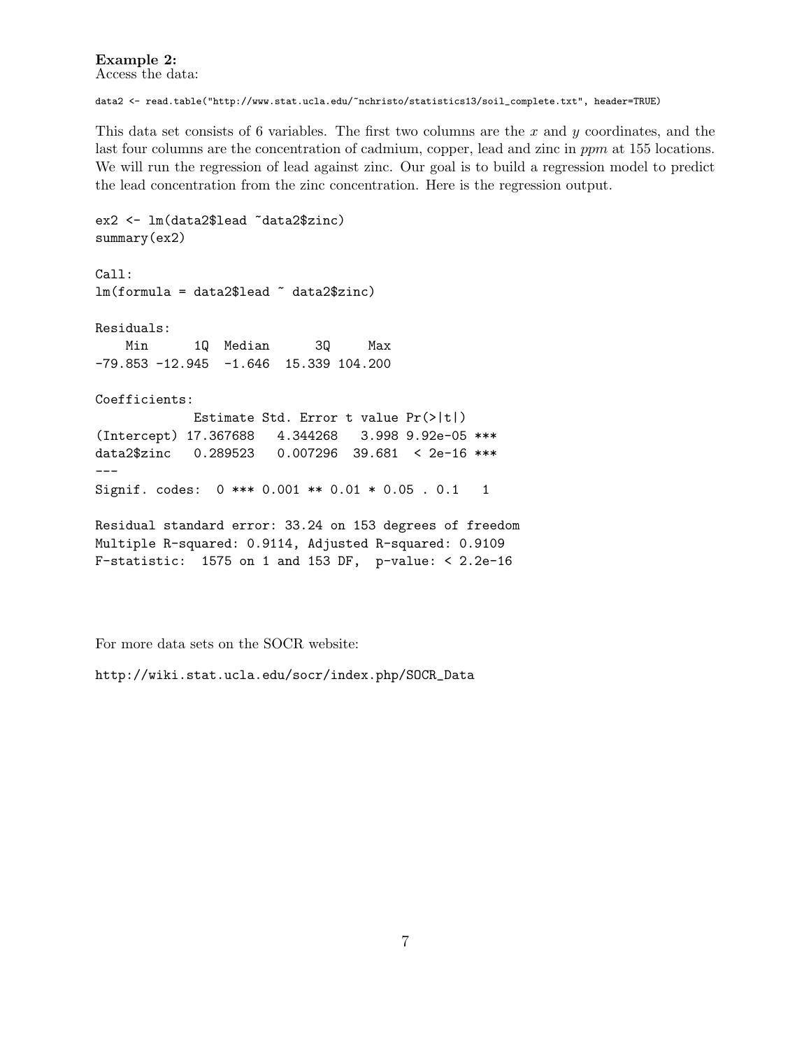**Example 2:**
Access the data:

```
data2 <- read.table("http://www.stat.ucla.edu/~nchristo/statistics13/soil_complete.txt", header=TRUE)
```

This data set consists of 6 variables. The first two columns are the $x$ and $y$ coordinates, and the last four columns are the concentration of cadmium, copper, lead and zinc in *ppm* at 155 locations. We will run the regression of lead against zinc. Our goal is to build a regression model to predict the lead concentration from the zinc concentration. Here is the regression output.

```
ex2 <- lm(data2$lead ~data2$zinc)
summary(ex2)

Call:
lm(formula = data2$lead ~ data2$zinc)

Residuals:
    Min      1Q  Median      3Q     Max 
-79.853 -12.945  -1.646  15.339 104.200 

Coefficients:
             Estimate Std. Error t value Pr(>|t|)    
(Intercept) 17.367688   4.344268   3.998 9.92e-05 ***
data2$zinc   0.289523   0.007296  39.681  < 2e-16 ***
---
Signif. codes:  0 *** 0.001 ** 0.01 * 0.05 . 0.1   1

Residual standard error: 33.24 on 153 degrees of freedom
Multiple R-squared: 0.9114, Adjusted R-squared: 0.9109 
F-statistic:  1575 on 1 and 153 DF,  p-value: < 2.2e-16
```

For more data sets on the SOCR website:

http://wiki.stat.ucla.edu/socr/index.php/SOCR_Data